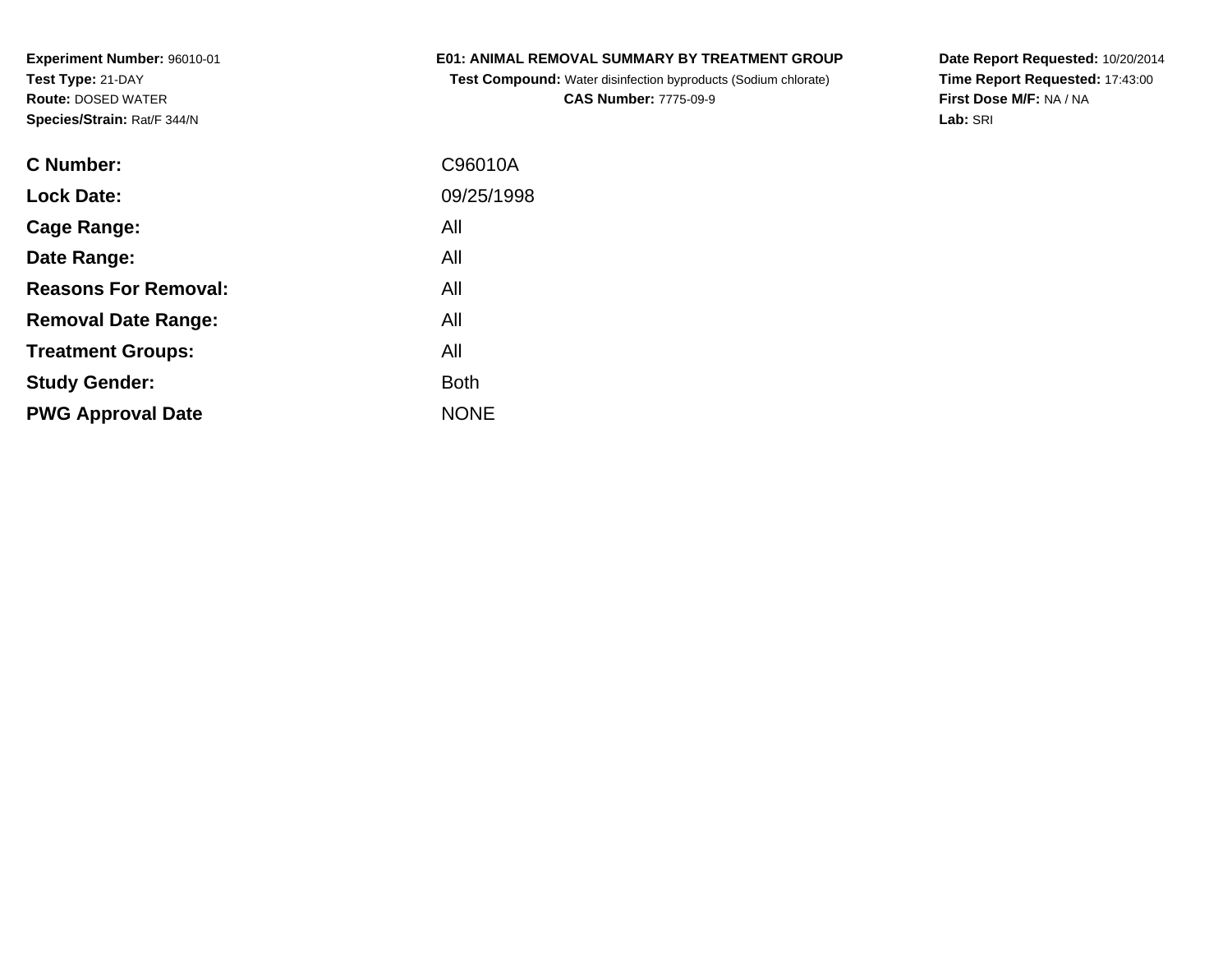**Experiment Number:** 96010-01
**Test Type:** 21-DAY
**Route:** DOSED WATER
**Species/Strain:** Rat/F 344/N

**E01: ANIMAL REMOVAL SUMMARY BY TREATMENT GROUP**
**Test Compound:** Water disinfection byproducts (Sodium chlorate)
**CAS Number:** 7775-09-9

**Date Report Requested:** 10/20/2014
**Time Report Requested:** 17:43:00
**First Dose M/F:** NA / NA
**Lab:** SRI

| | |
|---|---|
| **C Number:** | C96010A |
| **Lock Date:** | 09/25/1998 |
| **Cage Range:** | All |
| **Date Range:** | All |
| **Reasons For Removal:** | All |
| **Removal Date Range:** | All |
| **Treatment Groups:** | All |
| **Study Gender:** | Both |
| **PWG Approval Date** | NONE |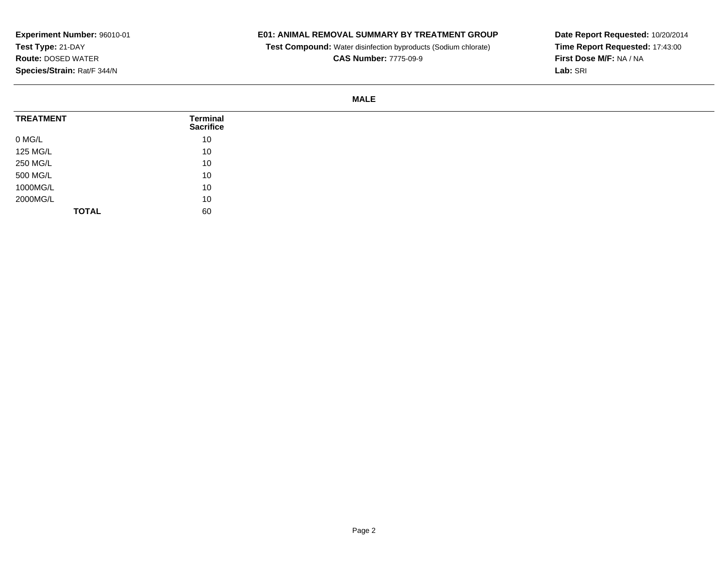**Experiment Number:** 96010-01
**Test Type:** 21-DAY
**Route:** DOSED WATER
**Species/Strain:** Rat/F 344/N

**E01: ANIMAL REMOVAL SUMMARY BY TREATMENT GROUP**
**Test Compound:** Water disinfection byproducts (Sodium chlorate)
**CAS Number:** 7775-09-9

**Date Report Requested:** 10/20/2014
**Time Report Requested:** 17:43:00
**First Dose M/F:** NA / NA
**Lab:** SRI

**MALE**

| TREATMENT | Terminal Sacrifice |
|---|---|
| 0 MG/L | 10 |
| 125 MG/L | 10 |
| 250 MG/L | 10 |
| 500 MG/L | 10 |
| 1000MG/L | 10 |
| 2000MG/L | 10 |
| **TOTAL** | 60 |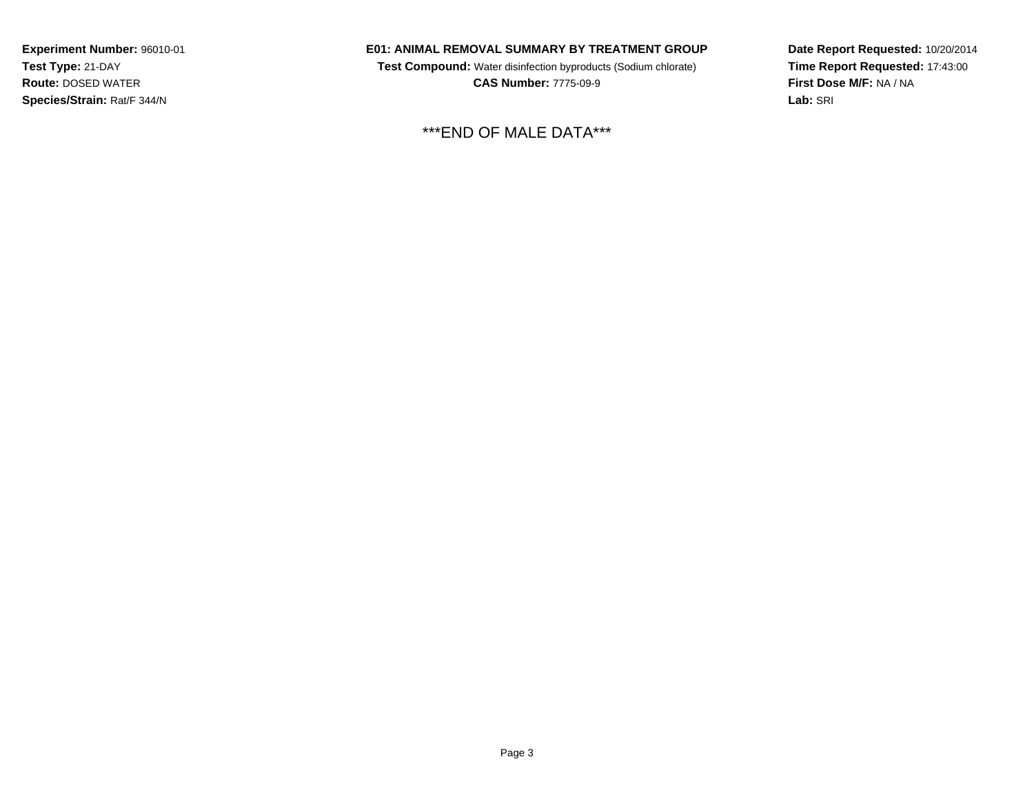***END OF MALE DATA***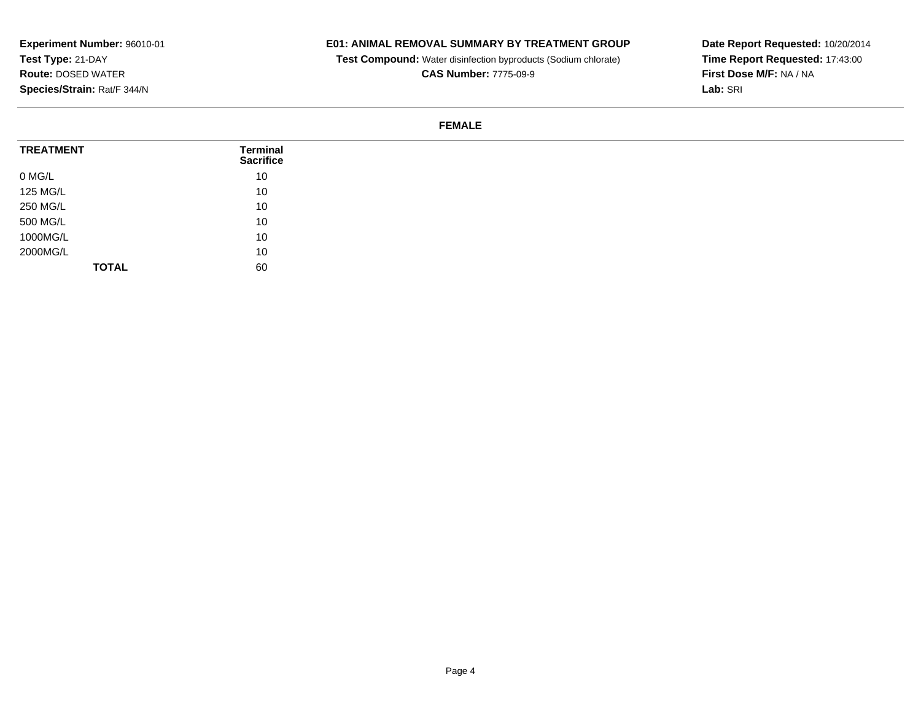**Experiment Number:** 96010-01
**Test Type:** 21-DAY
**Route:** DOSED WATER
**Species/Strain:** Rat/F 344/N

**E01: ANIMAL REMOVAL SUMMARY BY TREATMENT GROUP**
**Test Compound:** Water disinfection byproducts (Sodium chlorate)
**CAS Number:** 7775-09-9

**Date Report Requested:** 10/20/2014
**Time Report Requested:** 17:43:00
**First Dose M/F:** NA / NA
**Lab:** SRI

**FEMALE**

| TREATMENT | Terminal Sacrifice |
|---|---|
| 0 MG/L | 10 |
| 125 MG/L | 10 |
| 250 MG/L | 10 |
| 500 MG/L | 10 |
| 1000MG/L | 10 |
| 2000MG/L | 10 |
| **TOTAL** | 60 |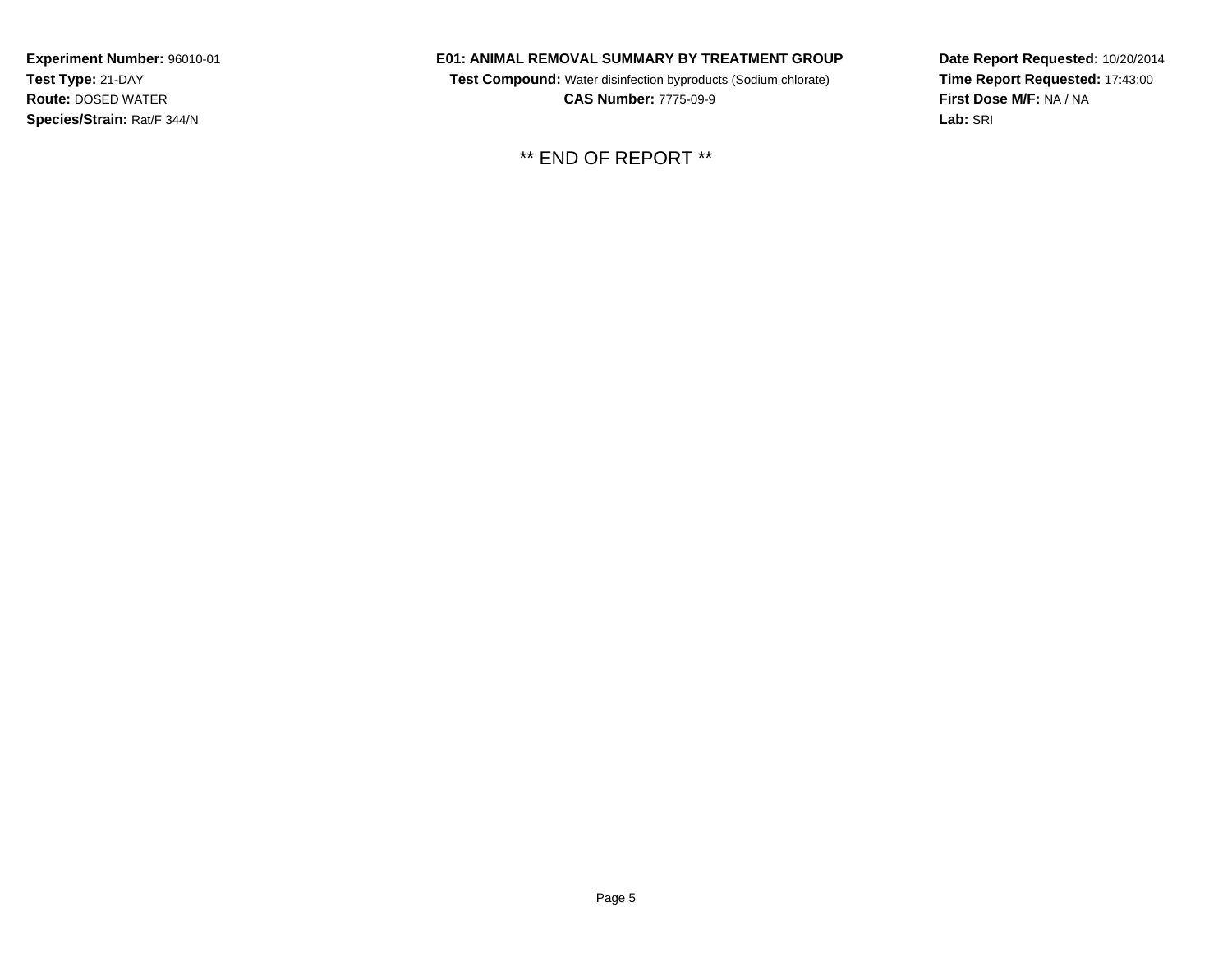**Experiment Number:** 96010-01
**Test Type:** 21-DAY
**Route:** DOSED WATER
**Species/Strain:** Rat/F 344/N

**E01: ANIMAL REMOVAL SUMMARY BY TREATMENT GROUP**
**Test Compound:** Water disinfection byproducts (Sodium chlorate)
**CAS Number:** 7775-09-9

**Date Report Requested:** 10/20/2014
**Time Report Requested:** 17:43:00
**First Dose M/F:** NA / NA
**Lab:** SRI

** END OF REPORT **